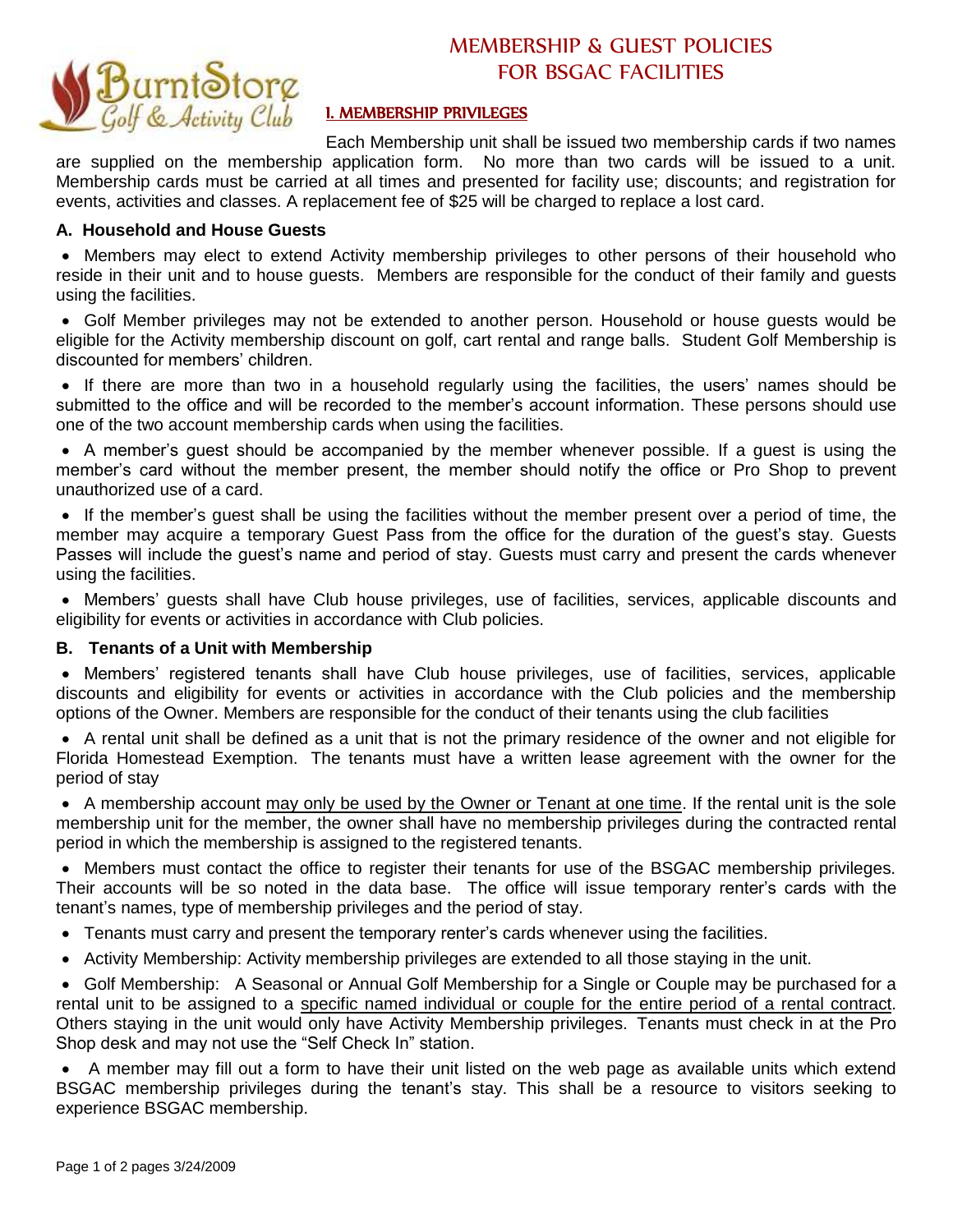# MEMBERSHIP & GUEST POLICIES FOR BSGAC FACILITIES

## 1. MEMBERSHIP PRIVILEGES

Each Membership unit shall be issued two membership cards if two names are supplied on the membership application form. No more than two cards will be issued to a unit. Membership cards must be carried at all times and presented for facility use; discounts; and registration for events, activities and classes. A replacement fee of $25 will be charged to replace a lost card.

### A. Household and House Guests

- Members may elect to extend Activity membership privileges to other persons of their household who reside in their unit and to house guests. Members are responsible for the conduct of their family and guests using the facilities.
- Golf Member privileges may not be extended to another person. Household or house guests would be eligible for the Activity membership discount on golf, cart rental and range balls. Student Golf Membership is discounted for members' children.
- If there are more than two in a household regularly using the facilities, the users' names should be submitted to the office and will be recorded to the member's account information. These persons should use one of the two account membership cards when using the facilities.
- A member's guest should be accompanied by the member whenever possible. If a guest is using the member's card without the member present, the member should notify the office or Pro Shop to prevent unauthorized use of a card.
- If the member's guest shall be using the facilities without the member present over a period of time, the member may acquire a temporary Guest Pass from the office for the duration of the guest's stay. Guests Passes will include the guest's name and period of stay. Guests must carry and present the cards whenever using the facilities.
- Members' guests shall have Club house privileges, use of facilities, services, applicable discounts and eligibility for events or activities in accordance with Club policies.

### B. Tenants of a Unit with Membership

- Members' registered tenants shall have Club house privileges, use of facilities, services, applicable discounts and eligibility for events or activities in accordance with the Club policies and the membership options of the Owner. Members are responsible for the conduct of their tenants using the club facilities
- A rental unit shall be defined as a unit that is not the primary residence of the owner and not eligible for Florida Homestead Exemption. The tenants must have a written lease agreement with the owner for the period of stay
- A membership account may only be used by the Owner or Tenant at one time. If the rental unit is the sole membership unit for the member, the owner shall have no membership privileges during the contracted rental period in which the membership is assigned to the registered tenants.
- Members must contact the office to register their tenants for use of the BSGAC membership privileges. Their accounts will be so noted in the data base. The office will issue temporary renter's cards with the tenant's names, type of membership privileges and the period of stay.
- Tenants must carry and present the temporary renter's cards whenever using the facilities.
- Activity Membership: Activity membership privileges are extended to all those staying in the unit.
- Golf Membership: A Seasonal or Annual Golf Membership for a Single or Couple may be purchased for a rental unit to be assigned to a specific named individual or couple for the entire period of a rental contract. Others staying in the unit would only have Activity Membership privileges. Tenants must check in at the Pro Shop desk and may not use the "Self Check In" station.
- A member may fill out a form to have their unit listed on the web page as available units which extend BSGAC membership privileges during the tenant's stay. This shall be a resource to visitors seeking to experience BSGAC membership.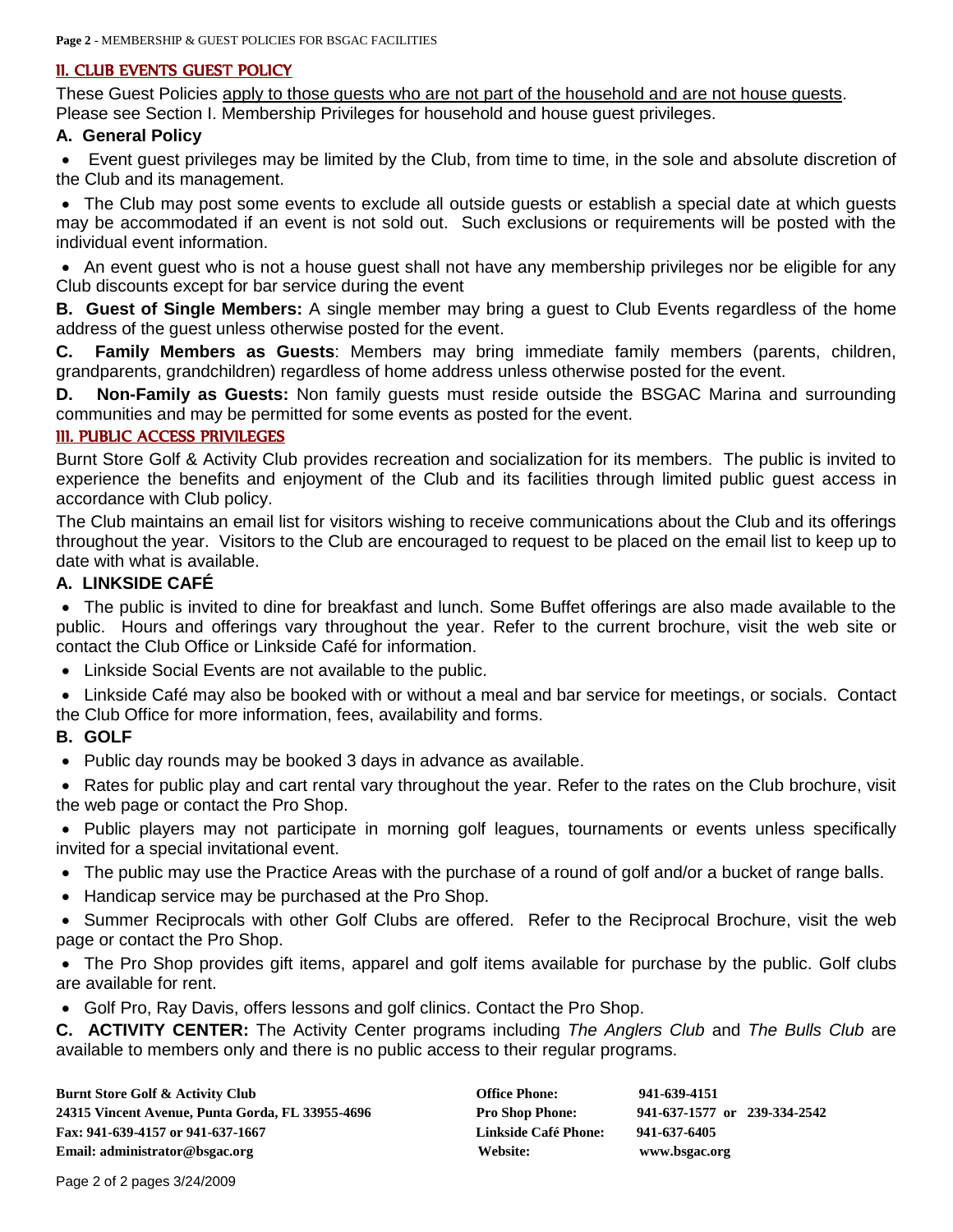## II. CLUB EVENTS GUEST POLICY

These Guest Policies apply to those guests who are not part of the household and are not house guests. Please see Section I. Membership Privileges for household and house guest privileges.

### A. General Policy

- Event guest privileges may be limited by the Club, from time to time, in the sole and absolute discretion of the Club and its management.
- The Club may post some events to exclude all outside guests or establish a special date at which guests may be accommodated if an event is not sold out. Such exclusions or requirements will be posted with the individual event information.
- An event guest who is not a house guest shall not have any membership privileges nor be eligible for any Club discounts except for bar service during the event

**B. Guest of Single Members:** A single member may bring a guest to Club Events regardless of the home address of the guest unless otherwise posted for the event.

**C. Family Members as Guests**: Members may bring immediate family members (parents, children, grandparents, grandchildren) regardless of home address unless otherwise posted for the event.

**D. Non-Family as Guests:** Non family guests must reside outside the BSGAC Marina and surrounding communities and may be permitted for some events as posted for the event.

## III. PUBLIC ACCESS PRIVILEGES

Burnt Store Golf & Activity Club provides recreation and socialization for its members. The public is invited to experience the benefits and enjoyment of the Club and its facilities through limited public guest access in accordance with Club policy.

The Club maintains an email list for visitors wishing to receive communications about the Club and its offerings throughout the year. Visitors to the Club are encouraged to request to be placed on the email list to keep up to date with what is available.

### A. LINKSIDE CAFÉ

- The public is invited to dine for breakfast and lunch. Some Buffet offerings are also made available to the public. Hours and offerings vary throughout the year. Refer to the current brochure, visit the web site or contact the Club Office or Linkside Café for information.
- Linkside Social Events are not available to the public.
- Linkside Café may also be booked with or without a meal and bar service for meetings, or socials. Contact the Club Office for more information, fees, availability and forms.

### B. GOLF

- Public day rounds may be booked 3 days in advance as available.
- Rates for public play and cart rental vary throughout the year. Refer to the rates on the Club brochure, visit the web page or contact the Pro Shop.
- Public players may not participate in morning golf leagues, tournaments or events unless specifically invited for a special invitational event.
- The public may use the Practice Areas with the purchase of a round of golf and/or a bucket of range balls.
- Handicap service may be purchased at the Pro Shop.
- Summer Reciprocals with other Golf Clubs are offered. Refer to the Reciprocal Brochure, visit the web page or contact the Pro Shop.
- The Pro Shop provides gift items, apparel and golf items available for purchase by the public. Golf clubs are available for rent.
- Golf Pro, Ray Davis, offers lessons and golf clinics. Contact the Pro Shop.

**C. ACTIVITY CENTER:** The Activity Center programs including *The Anglers Club* and *The Bulls Club* are available to members only and there is no public access to their regular programs.

**Burnt Store Golf & Activity Club**
**24315 Vincent Avenue, Punta Gorda, FL 33955-4696**
**Fax: 941-639-4157 or 941-637-1667**
**Email: administrator@bsgac.org**

**Office Phone:** 941-639-4151
**Pro Shop Phone:** 941-637-1577 or 239-334-2542
**Linkside Café Phone:** 941-637-6405
**Website:** www.bsgac.org